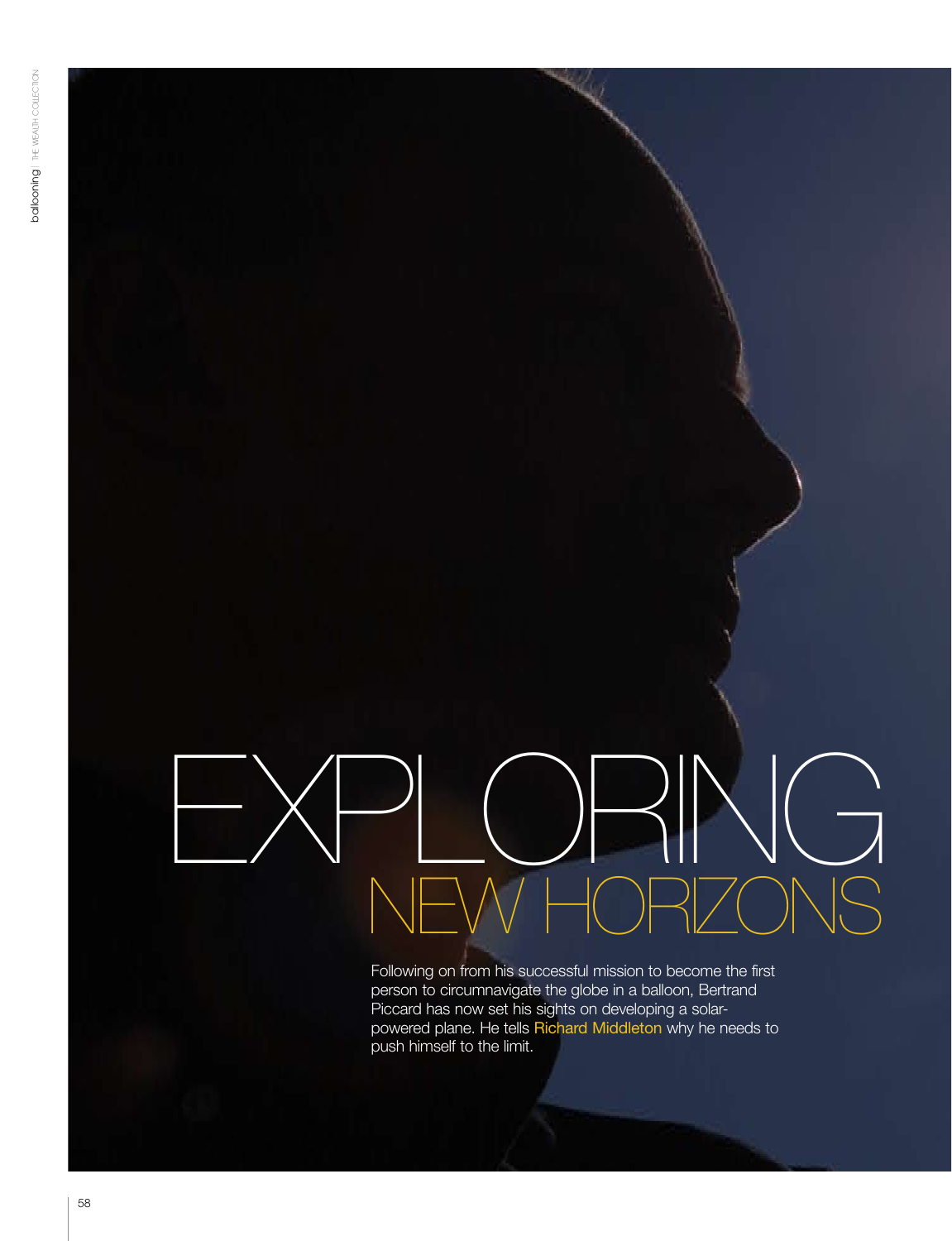# EXPLORING NEW HORIZONS

Following on from his successful mission to become the first person to circumnavigate the globe in a balloon, Bertrand Piccard has now set his sights on developing a solar-powered plane. He tells Richard Middleton why he needs to push himself to the limit.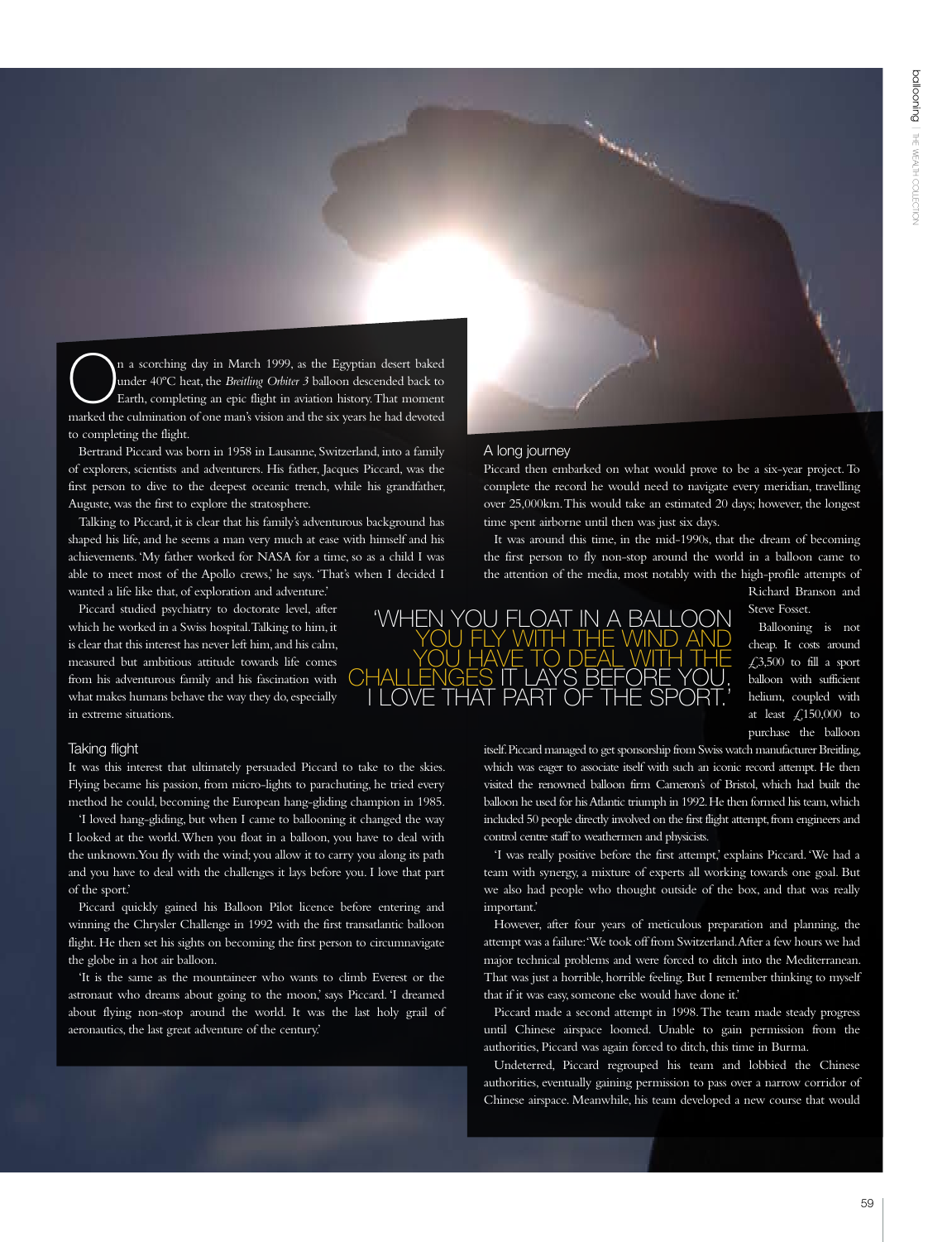On a scorching day in March 1999, as the Egyptian desert baked under 40°C heat, the *Breitling Orbiter 3* balloon descended back to Earth, completing an epic flight in aviation history. That moment marked the culmination of one man's vision and the six years he had devoted to completing the flight.

Bertrand Piccard was born in 1958 in Lausanne, Switzerland, into a family of explorers, scientists and adventurers. His father, Jacques Piccard, was the first person to dive to the deepest oceanic trench, while his grandfather, Auguste, was the first to explore the stratosphere.

Talking to Piccard, it is clear that his family's adventurous background has shaped his life, and he seems a man very much at ease with himself and his achievements. 'My father worked for NASA for a time, so as a child I was able to meet most of the Apollo crews,' he says. 'That's when I decided I wanted a life like that, of exploration and adventure.'

Piccard studied psychiatry to doctorate level, after which he worked in a Swiss hospital. Talking to him, it is clear that this interest has never left him, and his calm, measured but ambitious attitude towards life comes from his adventurous family and his fascination with what makes humans behave the way they do, especially in extreme situations.

## Taking flight

It was this interest that ultimately persuaded Piccard to take to the skies. Flying became his passion, from micro-lights to parachuting, he tried every method he could, becoming the European hang-gliding champion in 1985.

'I loved hang-gliding, but when I came to ballooning it changed the way I looked at the world. When you float in a balloon, you have to deal with the unknown. You fly with the wind; you allow it to carry you along its path and you have to deal with the challenges it lays before you. I love that part of the sport.'

Piccard quickly gained his Balloon Pilot licence before entering and winning the Chrysler Challenge in 1992 with the first transatlantic balloon flight. He then set his sights on becoming the first person to circumnavigate the globe in a hot air balloon.

'It is the same as the mountaineer who wants to climb Everest or the astronaut who dreams about going to the moon,' says Piccard. 'I dreamed about flying non-stop around the world. It was the last holy grail of aeronautics, the last great adventure of the century.'

## A long journey

Piccard then embarked on what would prove to be a six-year project. To complete the record he would need to navigate every meridian, travelling over 25,000km. This would take an estimated 20 days; however, the longest time spent airborne until then was just six days.

It was around this time, in the mid-1990s, that the dream of becoming the first person to fly non-stop around the world in a balloon came to the attention of the media, most notably with the high-profile attempts of Richard Branson and Steve Fosset.

> 'WHEN YOU FLOAT IN A BALLOON YOU FLY WITH THE WIND AND YOU HAVE TO DEAL WITH THE CHALLENGES IT LAYS BEFORE YOU. I LOVE THAT PART OF THE SPORT.'

Ballooning is not cheap. It costs around £3,500 to fill a sport balloon with sufficient helium, coupled with at least £150,000 to purchase the balloon itself. Piccard managed to get sponsorship from Swiss watch manufacturer Breitling, which was eager to associate itself with such an iconic record attempt. He then visited the renowned balloon firm Cameron's of Bristol, which had built the balloon he used for his Atlantic triumph in 1992. He then formed his team, which included 50 people directly involved on the first flight attempt, from engineers and control centre staff to weathermen and physicists.

'I was really positive before the first attempt,' explains Piccard. 'We had a team with synergy, a mixture of experts all working towards one goal. But we also had people who thought outside of the box, and that was really important.'

However, after four years of meticulous preparation and planning, the attempt was a failure: 'We took off from Switzerland. After a few hours we had major technical problems and were forced to ditch into the Mediterranean. That was just a horrible, horrible feeling. But I remember thinking to myself that if it was easy, someone else would have done it.'

Piccard made a second attempt in 1998. The team made steady progress until Chinese airspace loomed. Unable to gain permission from the authorities, Piccard was again forced to ditch, this time in Burma.

Undeterred, Piccard regrouped his team and lobbied the Chinese authorities, eventually gaining permission to pass over a narrow corridor of Chinese airspace. Meanwhile, his team developed a new course that would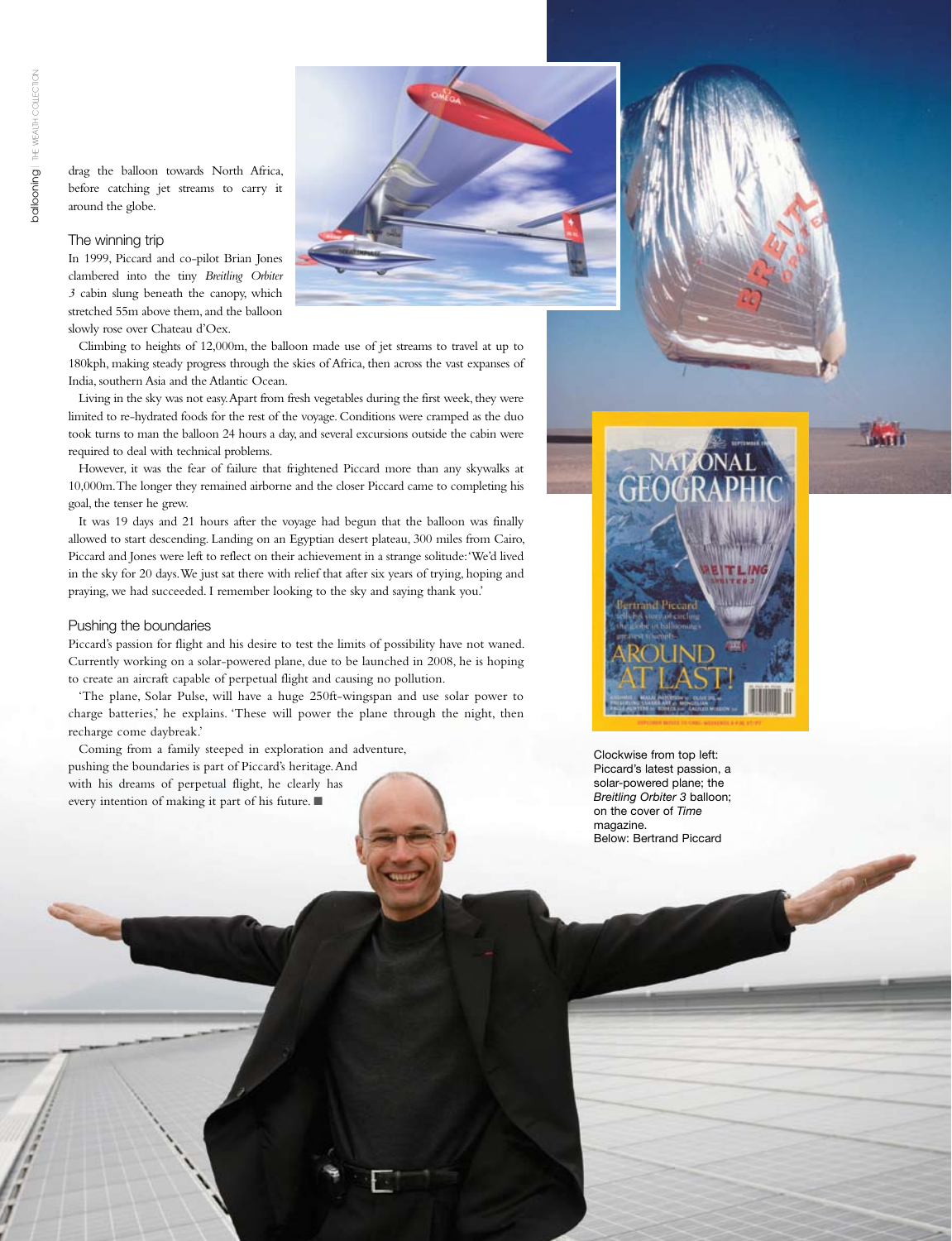drag the balloon towards North Africa, before catching jet streams to carry it around the globe.

## The winning trip

In 1999, Piccard and co-pilot Brian Jones clambered into the tiny *Breitling Orbiter 3* cabin slung beneath the canopy, which stretched 55m above them, and the balloon slowly rose over Chateau d'Oex.

Climbing to heights of 12,000m, the balloon made use of jet streams to travel at up to 180kph, making steady progress through the skies of Africa, then across the vast expanses of India, southern Asia and the Atlantic Ocean.

Living in the sky was not easy. Apart from fresh vegetables during the first week, they were limited to re-hydrated foods for the rest of the voyage. Conditions were cramped as the duo took turns to man the balloon 24 hours a day, and several excursions outside the cabin were required to deal with technical problems.

However, it was the fear of failure that frightened Piccard more than any skywalks at 10,000m. The longer they remained airborne and the closer Piccard came to completing his goal, the tenser he grew.

It was 19 days and 21 hours after the voyage had begun that the balloon was finally allowed to start descending. Landing on an Egyptian desert plateau, 300 miles from Cairo, Piccard and Jones were left to reflect on their achievement in a strange solitude: 'We'd lived in the sky for 20 days. We just sat there with relief that after six years of trying, hoping and praying, we had succeeded. I remember looking to the sky and saying thank you.'

## Pushing the boundaries

Piccard's passion for flight and his desire to test the limits of possibility have not waned. Currently working on a solar-powered plane, due to be launched in 2008, he is hoping to create an aircraft capable of perpetual flight and causing no pollution.

'The plane, Solar Pulse, will have a huge 250ft-wingspan and use solar power to charge batteries,' he explains. 'These will power the plane through the night, then recharge come daybreak.'

Coming from a family steeped in exploration and adventure, pushing the boundaries is part of Piccard's heritage. And with his dreams of perpetual flight, he clearly has every intention of making it part of his future. ■

Clockwise from top left: Piccard's latest passion, a solar-powered plane; the *Breitling Orbiter 3* balloon; on the cover of *Time* magazine.
Below: Bertrand Piccard